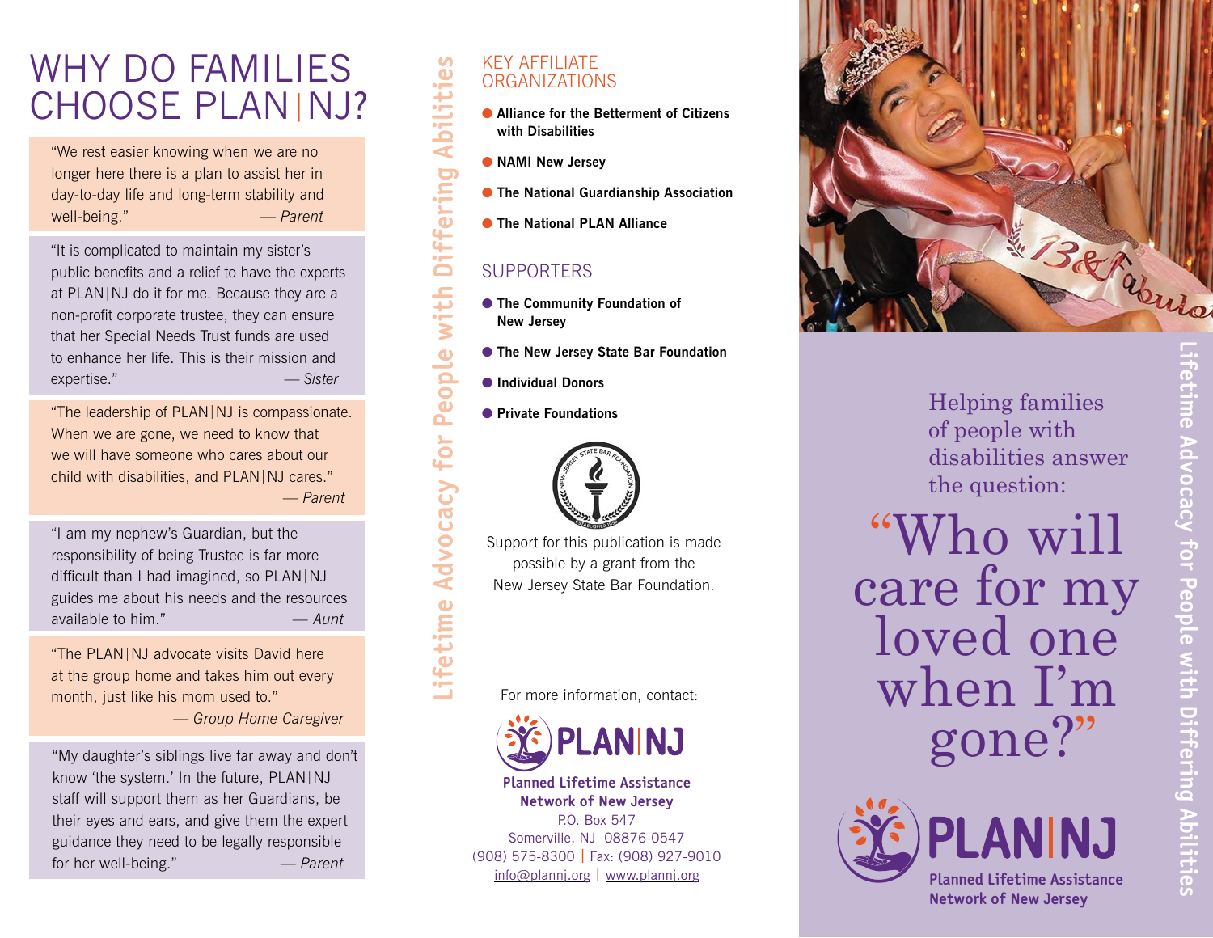# WHY DO FAMILIES CHOOSE PLAN|NJ?

"We rest easier knowing when we are no longer here there is a plan to assist her in day-to-day life and long-term stability and well-being." — *Parent*

"It is complicated to maintain my sister's public benefits and a relief to have the experts at PLAN|NJ do it for me. Because they are a non-profit corporate trustee, they can ensure that her Special Needs Trust funds are used to enhance her life. This is their mission and expertise." — *Sister*

"The leadership of PLAN|NJ is compassionate. When we are gone, we need to know that we will have someone who cares about our child with disabilities, and PLAN|NJ cares." — *Parent*

"I am my nephew's Guardian, but the responsibility of being Trustee is far more difficult than I had imagined, so PLAN|NJ guides me about his needs and the resources available to him." — *Aunt*

"The PLAN|NJ advocate visits David here at the group home and takes him out every month, just like his mom used to." — *Group Home Caregiver*

"My daughter's siblings live far away and don't know 'the system.' In the future, PLAN|NJ staff will support them as her Guardians, be their eyes and ears, and give them the expert guidance they need to be legally responsible for her well-being." — *Parent*

Lifetime Advocacy for People with Differing Abilities

## KEY AFFILIATE ORGANIZATIONS

- **Alliance for the Betterment of Citizens with Disabilities**
- **NAMI New Jersey**
- **The National Guardianship Association**
- **The National PLAN Alliance**

## SUPPORTERS

- **The Community Foundation of New Jersey**
- **The New Jersey State Bar Foundation**
- **Individual Donors**
- **Private Foundations**

Support for this publication is made possible by a grant from the New Jersey State Bar Foundation.

For more information, contact:

**PLAN|NJ**

**Planned Lifetime Assistance Network of New Jersey**
P.O. Box 547
Somerville, NJ 08876-0547
(908) 575-8300 | Fax: (908) 927-9010
info@plannj.org | www.plannj.org

Helping families of people with disabilities answer the question:

# "Who will care for my loved one when I'm gone?"

**PLAN|NJ**

**Planned Lifetime Assistance Network of New Jersey**

Lifetime Advocacy for People with Differing Abilities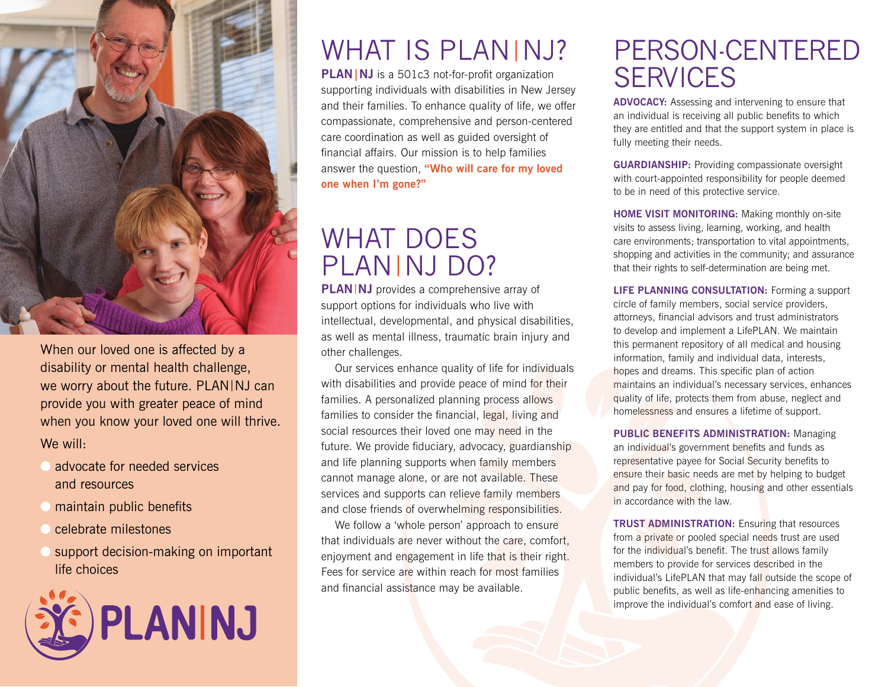When our loved one is affected by a disability or mental health challenge, we worry about the future. PLAN|NJ can provide you with greater peace of mind when you know your loved one will thrive.

We will:

- advocate for needed services and resources
- maintain public benefits
- celebrate milestones
- support decision-making on important life choices

PLAN|NJ

# WHAT IS PLAN|NJ?

**PLAN|NJ** is a 501c3 not-for-profit organization supporting individuals with disabilities in New Jersey and their families. To enhance quality of life, we offer compassionate, comprehensive and person-centered care coordination as well as guided oversight of financial affairs. Our mission is to help families answer the question, **"Who will care for my loved one when I'm gone?"**

# WHAT DOES PLAN|NJ DO?

**PLAN|NJ** provides a comprehensive array of support options for individuals who live with intellectual, developmental, and physical disabilities, as well as mental illness, traumatic brain injury and other challenges.

Our services enhance quality of life for individuals with disabilities and provide peace of mind for their families. A personalized planning process allows families to consider the financial, legal, living and social resources their loved one may need in the future. We provide fiduciary, advocacy, guardianship and life planning supports when family members cannot manage alone, or are not available. These services and supports can relieve family members and close friends of overwhelming responsibilities.

We follow a 'whole person' approach to ensure that individuals are never without the care, comfort, enjoyment and engagement in life that is their right. Fees for service are within reach for most families and financial assistance may be available.

# PERSON-CENTERED SERVICES

**ADVOCACY:** Assessing and intervening to ensure that an individual is receiving all public benefits to which they are entitled and that the support system in place is fully meeting their needs.

**GUARDIANSHIP:** Providing compassionate oversight with court-appointed responsibility for people deemed to be in need of this protective service.

**HOME VISIT MONITORING:** Making monthly on-site visits to assess living, learning, working, and health care environments; transportation to vital appointments, shopping and activities in the community; and assurance that their rights to self-determination are being met.

**LIFE PLANNING CONSULTATION:** Forming a support circle of family members, social service providers, attorneys, financial advisors and trust administrators to develop and implement a LifePLAN. We maintain this permanent repository of all medical and housing information, family and individual data, interests, hopes and dreams. This specific plan of action maintains an individual's necessary services, enhances quality of life, protects them from abuse, neglect and homelessness and ensures a lifetime of support.

**PUBLIC BENEFITS ADMINISTRATION:** Managing an individual's government benefits and funds as representative payee for Social Security benefits to ensure their basic needs are met by helping to budget and pay for food, clothing, housing and other essentials in accordance with the law.

**TRUST ADMINISTRATION:** Ensuring that resources from a private or pooled special needs trust are used for the individual's benefit. The trust allows family members to provide for services described in the individual's LifePLAN that may fall outside the scope of public benefits, as well as life-enhancing amenities to improve the individual's comfort and ease of living.